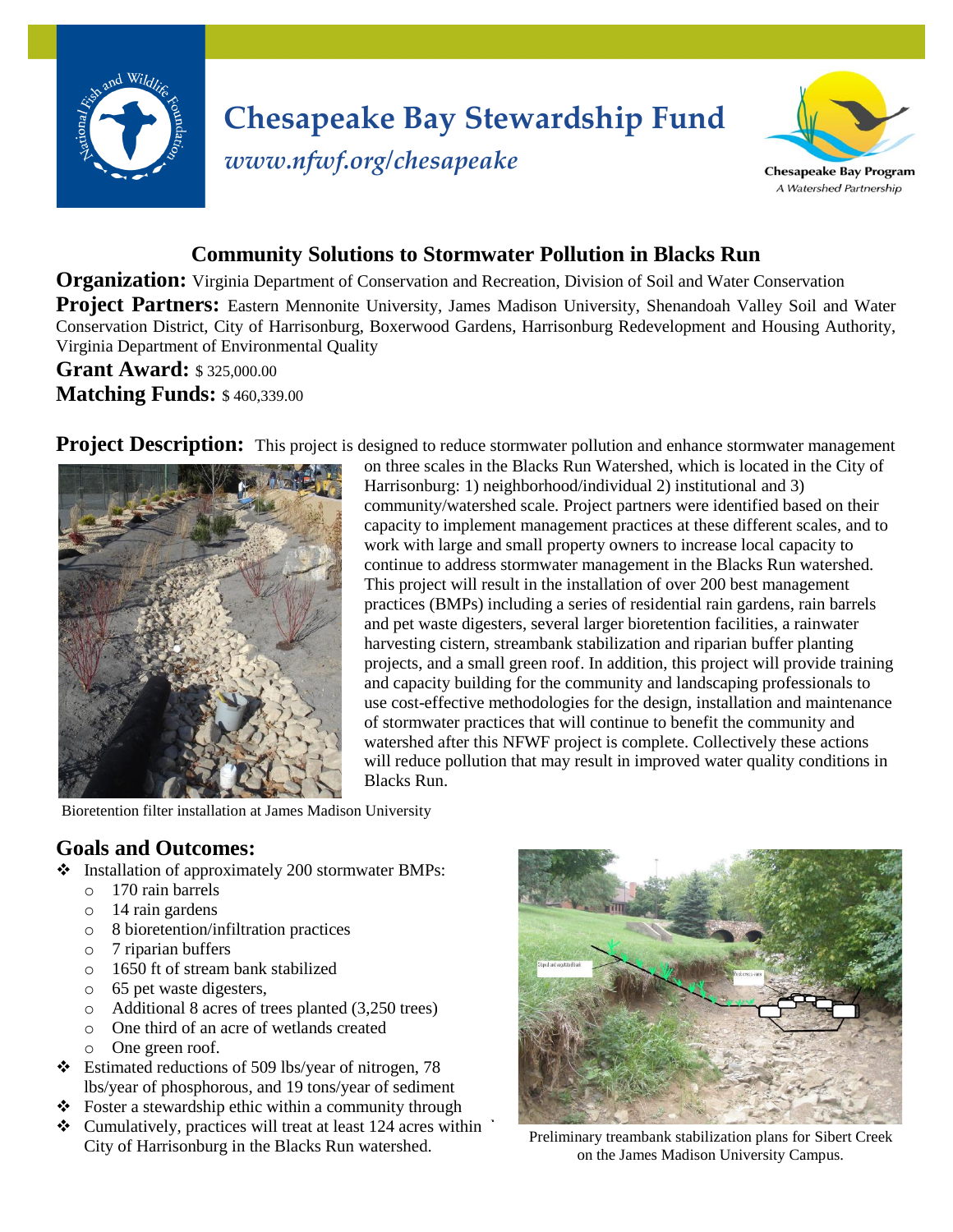# Chesapeake Bay Stewardship Fund

*www.nfwf.org/chesapeake*

Chesapeake Bay Program
*A Watershed Partnership*

## Community Solutions to Stormwater Pollution in Blacks Run

**Organization:** Virginia Department of Conservation and Recreation, Division of Soil and Water Conservation

**Project Partners:** Eastern Mennonite University, James Madison University, Shenandoah Valley Soil and Water Conservation District, City of Harrisonburg, Boxerwood Gardens, Harrisonburg Redevelopment and Housing Authority, Virginia Department of Environmental Quality

**Grant Award:** $ 325,000.00

**Matching Funds:** $ 460,339.00

**Project Description:** This project is designed to reduce stormwater pollution and enhance stormwater management on three scales in the Blacks Run Watershed, which is located in the City of Harrisonburg: 1) neighborhood/individual 2) institutional and 3) community/watershed scale. Project partners were identified based on their capacity to implement management practices at these different scales, and to work with large and small property owners to increase local capacity to continue to address stormwater management in the Blacks Run watershed. This project will result in the installation of over 200 best management practices (BMPs) including a series of residential rain gardens, rain barrels and pet waste digesters, several larger bioretention facilities, a rainwater harvesting cistern, streambank stabilization and riparian buffer planting projects, and a small green roof. In addition, this project will provide training and capacity building for the community and landscaping professionals to use cost-effective methodologies for the design, installation and maintenance of stormwater practices that will continue to benefit the community and watershed after this NFWF project is complete. Collectively these actions will reduce pollution that may result in improved water quality conditions in Blacks Run.

Bioretention filter installation at James Madison University

### Goals and Outcomes:

- Installation of approximately 200 stormwater BMPs:
  - 170 rain barrels
  - 14 rain gardens
  - 8 bioretention/infiltration practices
  - 7 riparian buffers
  - 1650 ft of stream bank stabilized
  - 65 pet waste digesters,
  - Additional 8 acres of trees planted (3,250 trees)
  - One third of an acre of wetlands created
  - One green roof.
- Estimated reductions of 509 lbs/year of nitrogen, 78 lbs/year of phosphorous, and 19 tons/year of sediment
- Foster a stewardship ethic within a community through
- Cumulatively, practices will treat at least 124 acres within City of Harrisonburg in the Blacks Run watershed.

Preliminary treambank stabilization plans for Sibert Creek on the James Madison University Campus.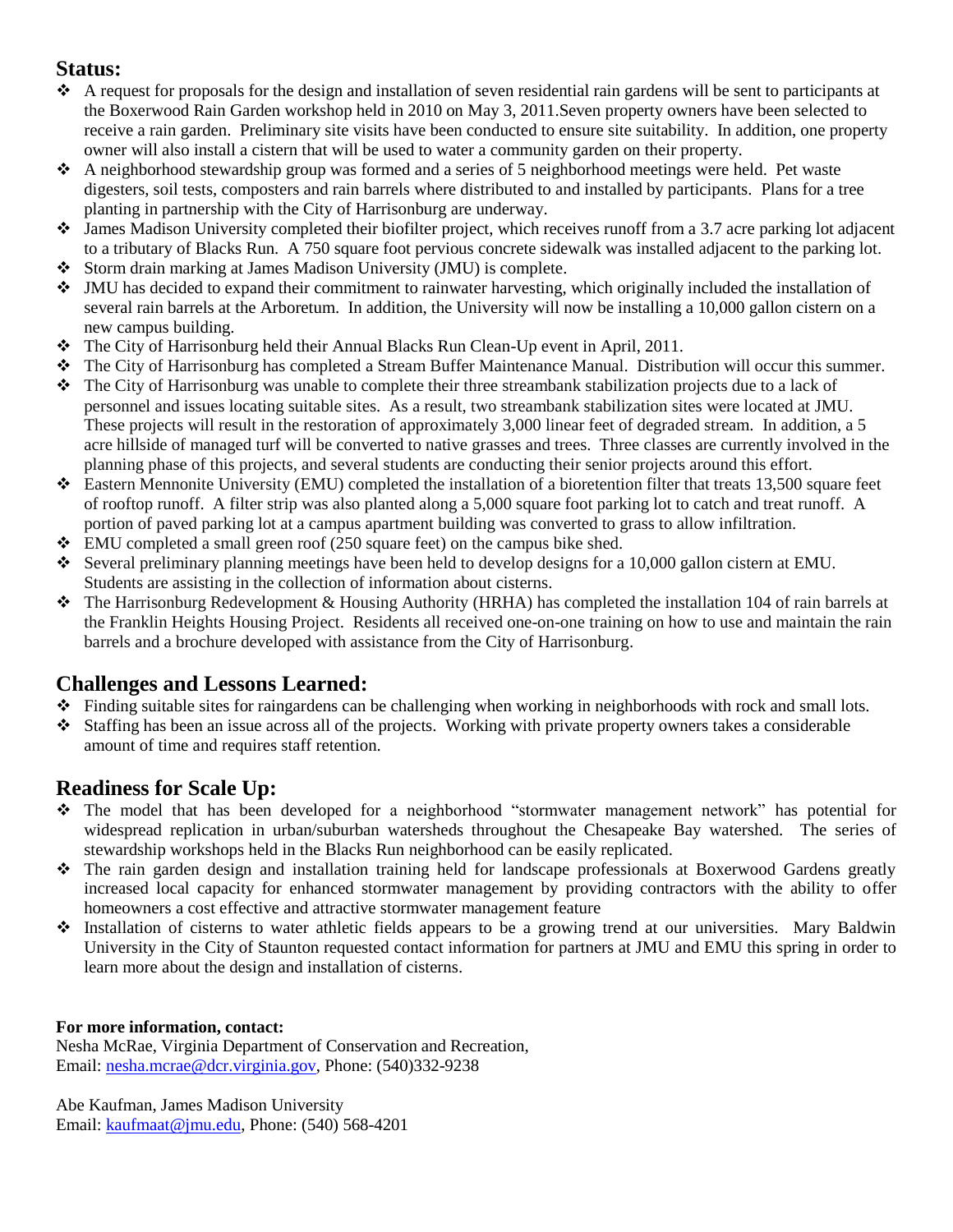## Status:

- A request for proposals for the design and installation of seven residential rain gardens will be sent to participants at the Boxerwood Rain Garden workshop held in 2010 on May 3, 2011.Seven property owners have been selected to receive a rain garden. Preliminary site visits have been conducted to ensure site suitability. In addition, one property owner will also install a cistern that will be used to water a community garden on their property.
- A neighborhood stewardship group was formed and a series of 5 neighborhood meetings were held. Pet waste digesters, soil tests, composters and rain barrels where distributed to and installed by participants. Plans for a tree planting in partnership with the City of Harrisonburg are underway.
- James Madison University completed their biofilter project, which receives runoff from a 3.7 acre parking lot adjacent to a tributary of Blacks Run. A 750 square foot pervious concrete sidewalk was installed adjacent to the parking lot.
- Storm drain marking at James Madison University (JMU) is complete.
- JMU has decided to expand their commitment to rainwater harvesting, which originally included the installation of several rain barrels at the Arboretum. In addition, the University will now be installing a 10,000 gallon cistern on a new campus building.
- The City of Harrisonburg held their Annual Blacks Run Clean-Up event in April, 2011.
- The City of Harrisonburg has completed a Stream Buffer Maintenance Manual. Distribution will occur this summer.
- The City of Harrisonburg was unable to complete their three streambank stabilization projects due to a lack of personnel and issues locating suitable sites. As a result, two streambank stabilization sites were located at JMU. These projects will result in the restoration of approximately 3,000 linear feet of degraded stream. In addition, a 5 acre hillside of managed turf will be converted to native grasses and trees. Three classes are currently involved in the planning phase of this projects, and several students are conducting their senior projects around this effort.
- Eastern Mennonite University (EMU) completed the installation of a bioretention filter that treats 13,500 square feet of rooftop runoff. A filter strip was also planted along a 5,000 square foot parking lot to catch and treat runoff. A portion of paved parking lot at a campus apartment building was converted to grass to allow infiltration.
- EMU completed a small green roof (250 square feet) on the campus bike shed.
- Several preliminary planning meetings have been held to develop designs for a 10,000 gallon cistern at EMU. Students are assisting in the collection of information about cisterns.
- The Harrisonburg Redevelopment & Housing Authority (HRHA) has completed the installation 104 of rain barrels at the Franklin Heights Housing Project. Residents all received one-on-one training on how to use and maintain the rain barrels and a brochure developed with assistance from the City of Harrisonburg.

## Challenges and Lessons Learned:

- Finding suitable sites for raingardens can be challenging when working in neighborhoods with rock and small lots.
- Staffing has been an issue across all of the projects. Working with private property owners takes a considerable amount of time and requires staff retention.

## Readiness for Scale Up:

- The model that has been developed for a neighborhood "stormwater management network" has potential for widespread replication in urban/suburban watersheds throughout the Chesapeake Bay watershed. The series of stewardship workshops held in the Blacks Run neighborhood can be easily replicated.
- The rain garden design and installation training held for landscape professionals at Boxerwood Gardens greatly increased local capacity for enhanced stormwater management by providing contractors with the ability to offer homeowners a cost effective and attractive stormwater management feature
- Installation of cisterns to water athletic fields appears to be a growing trend at our universities. Mary Baldwin University in the City of Staunton requested contact information for partners at JMU and EMU this spring in order to learn more about the design and installation of cisterns.

**For more information, contact:**
Nesha McRae, Virginia Department of Conservation and Recreation,
Email: nesha.mcrae@dcr.virginia.gov, Phone: (540)332-9238

Abe Kaufman, James Madison University
Email: kaufmaat@jmu.edu, Phone: (540) 568-4201